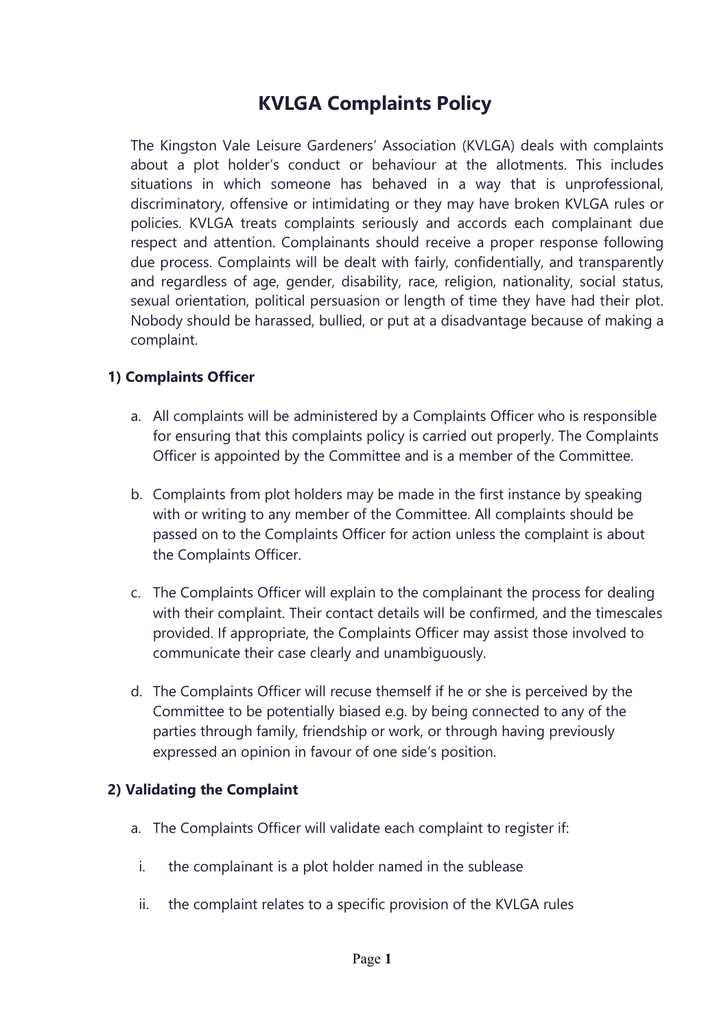# KVLGA Complaints Policy

The Kingston Vale Leisure Gardeners' Association (KVLGA) deals with complaints about a plot holder's conduct or behaviour at the allotments. This includes situations in which someone has behaved in a way that is unprofessional, discriminatory, offensive or intimidating or they may have broken KVLGA rules or policies. KVLGA treats complaints seriously and accords each complainant due respect and attention. Complainants should receive a proper response following due process. Complaints will be dealt with fairly, confidentially, and transparently and regardless of age, gender, disability, race, religion, nationality, social status, sexual orientation, political persuasion or length of time they have had their plot. Nobody should be harassed, bullied, or put at a disadvantage because of making a complaint.

### 1) Complaints Officer

a. All complaints will be administered by a Complaints Officer who is responsible for ensuring that this complaints policy is carried out properly. The Complaints Officer is appointed by the Committee and is a member of the Committee.

b. Complaints from plot holders may be made in the first instance by speaking with or writing to any member of the Committee. All complaints should be passed on to the Complaints Officer for action unless the complaint is about the Complaints Officer.

c. The Complaints Officer will explain to the complainant the process for dealing with their complaint. Their contact details will be confirmed, and the timescales provided. If appropriate, the Complaints Officer may assist those involved to communicate their case clearly and unambiguously.

d. The Complaints Officer will recuse themself if he or she is perceived by the Committee to be potentially biased e.g. by being connected to any of the parties through family, friendship or work, or through having previously expressed an opinion in favour of one side's position.

### 2) Validating the Complaint

a. The Complaints Officer will validate each complaint to register if:

   i. the complainant is a plot holder named in the sublease

   ii. the complaint relates to a specific provision of the KVLGA rules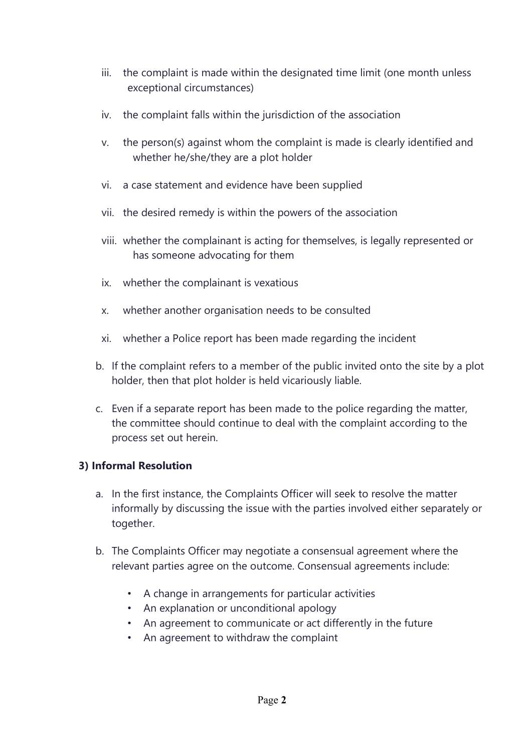iii. the complaint is made within the designated time limit (one month unless exceptional circumstances)

iv. the complaint falls within the jurisdiction of the association

v. the person(s) against whom the complaint is made is clearly identified and whether he/she/they are a plot holder

vi. a case statement and evidence have been supplied

vii. the desired remedy is within the powers of the association

viii. whether the complainant is acting for themselves, is legally represented or has someone advocating for them

ix. whether the complainant is vexatious

x. whether another organisation needs to be consulted

xi. whether a Police report has been made regarding the incident

b. If the complaint refers to a member of the public invited onto the site by a plot holder, then that plot holder is held vicariously liable.

c. Even if a separate report has been made to the police regarding the matter, the committee should continue to deal with the complaint according to the process set out herein.

**3) Informal Resolution**

a. In the first instance, the Complaints Officer will seek to resolve the matter informally by discussing the issue with the parties involved either separately or together.

b. The Complaints Officer may negotiate a consensual agreement where the relevant parties agree on the outcome. Consensual agreements include:

- A change in arrangements for particular activities
- An explanation or unconditional apology
- An agreement to communicate or act differently in the future
- An agreement to withdraw the complaint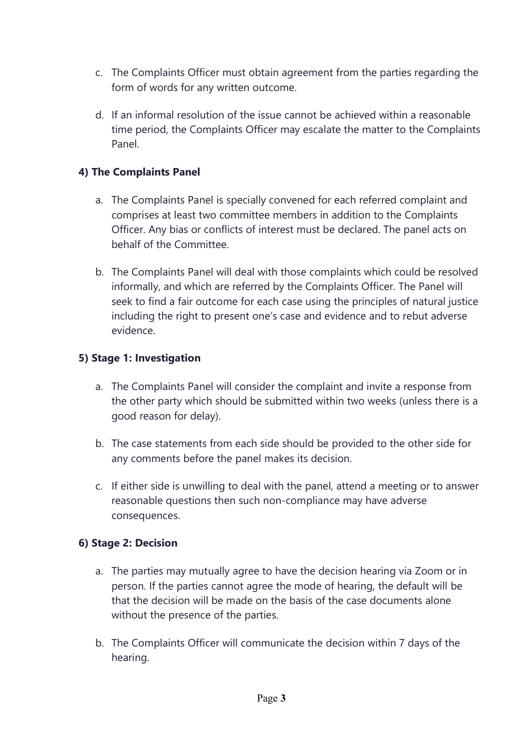c. The Complaints Officer must obtain agreement from the parties regarding the form of words for any written outcome.

d. If an informal resolution of the issue cannot be achieved within a reasonable time period, the Complaints Officer may escalate the matter to the Complaints Panel.

**4) The Complaints Panel**

a. The Complaints Panel is specially convened for each referred complaint and comprises at least two committee members in addition to the Complaints Officer. Any bias or conflicts of interest must be declared. The panel acts on behalf of the Committee.

b. The Complaints Panel will deal with those complaints which could be resolved informally, and which are referred by the Complaints Officer. The Panel will seek to find a fair outcome for each case using the principles of natural justice including the right to present one's case and evidence and to rebut adverse evidence.

**5) Stage 1: Investigation**

a. The Complaints Panel will consider the complaint and invite a response from the other party which should be submitted within two weeks (unless there is a good reason for delay).

b. The case statements from each side should be provided to the other side for any comments before the panel makes its decision.

c. If either side is unwilling to deal with the panel, attend a meeting or to answer reasonable questions then such non-compliance may have adverse consequences.

**6) Stage 2: Decision**

a. The parties may mutually agree to have the decision hearing via Zoom or in person. If the parties cannot agree the mode of hearing, the default will be that the decision will be made on the basis of the case documents alone without the presence of the parties.

b. The Complaints Officer will communicate the decision within 7 days of the hearing.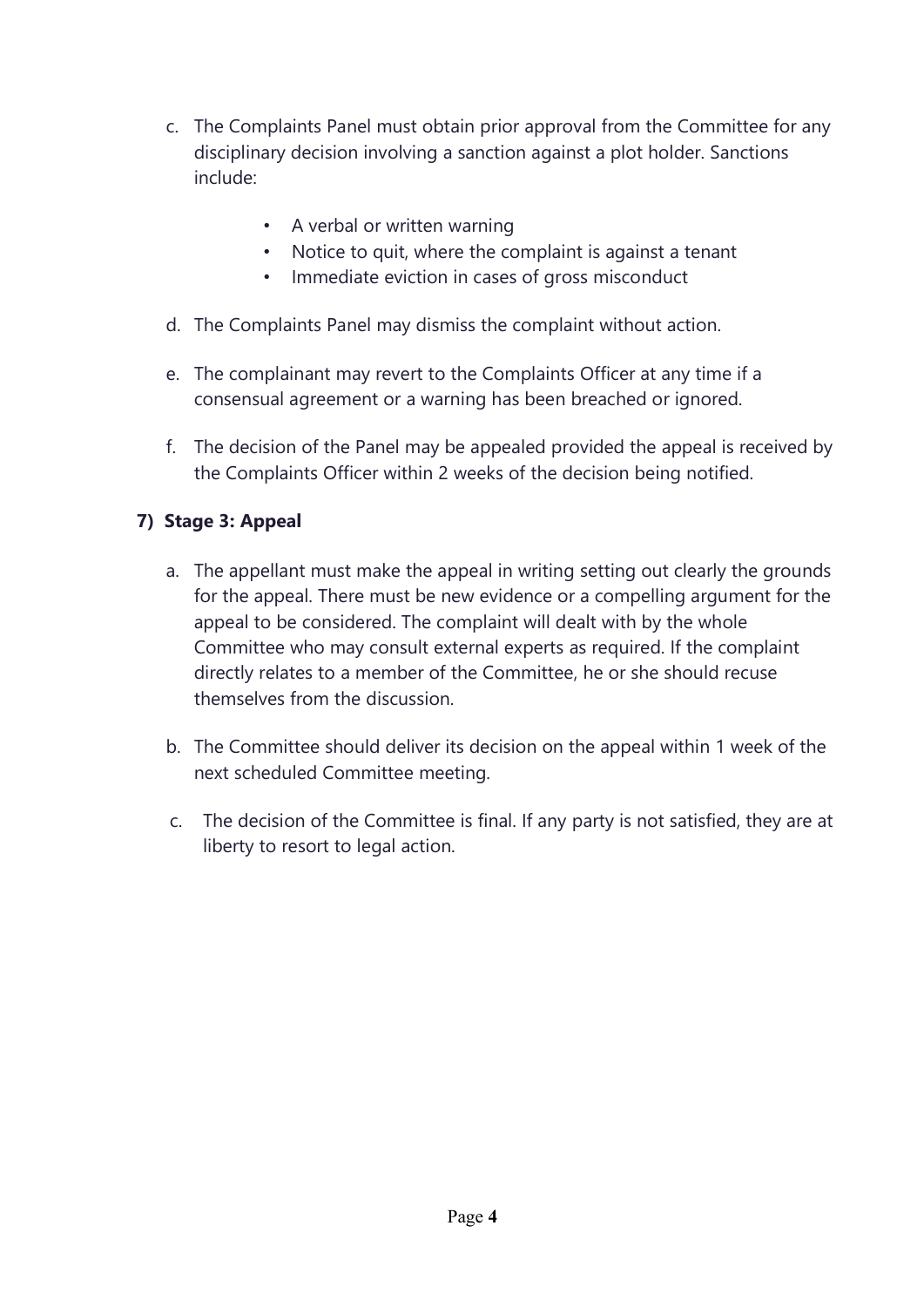c. The Complaints Panel must obtain prior approval from the Committee for any disciplinary decision involving a sanction against a plot holder. Sanctions include:

    - A verbal or written warning
    - Notice to quit, where the complaint is against a tenant
    - Immediate eviction in cases of gross misconduct

d. The Complaints Panel may dismiss the complaint without action.

e. The complainant may revert to the Complaints Officer at any time if a consensual agreement or a warning has been breached or ignored.

f. The decision of the Panel may be appealed provided the appeal is received by the Complaints Officer within 2 weeks of the decision being notified.

**7) Stage 3: Appeal**

a. The appellant must make the appeal in writing setting out clearly the grounds for the appeal. There must be new evidence or a compelling argument for the appeal to be considered. The complaint will dealt with by the whole Committee who may consult external experts as required. If the complaint directly relates to a member of the Committee, he or she should recuse themselves from the discussion.

b. The Committee should deliver its decision on the appeal within 1 week of the next scheduled Committee meeting.

c. The decision of the Committee is final. If any party is not satisfied, they are at liberty to resort to legal action.